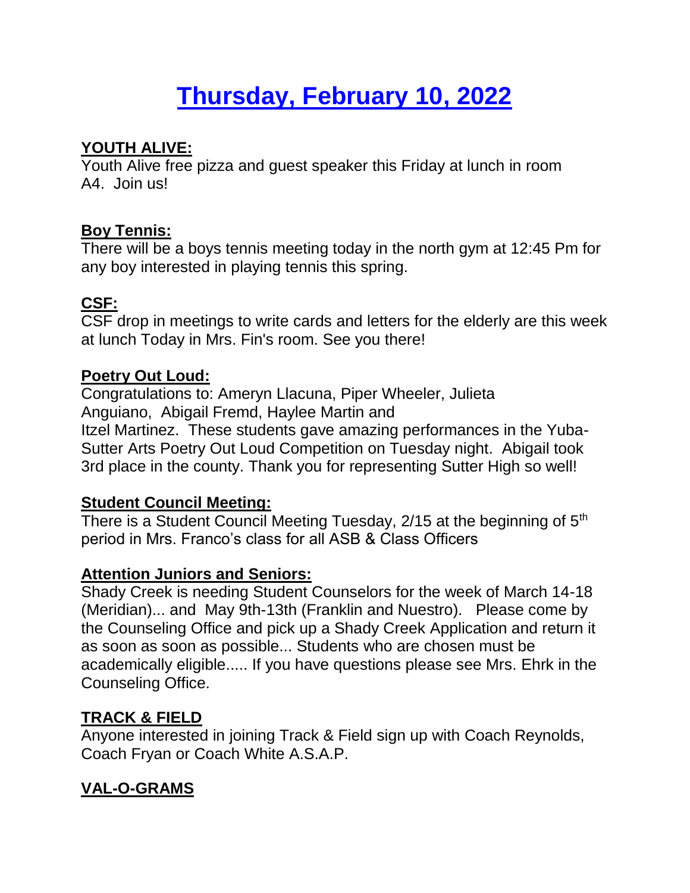# Thursday, February 10, 2022

**YOUTH ALIVE:**

Youth Alive free pizza and guest speaker this Friday at lunch in room A4. Join us!

**Boy Tennis:**

There will be a boys tennis meeting today in the north gym at 12:45 Pm for any boy interested in playing tennis this spring.

**CSF:**

CSF drop in meetings to write cards and letters for the elderly are this week at lunch Today in Mrs. Fin's room. See you there!

**Poetry Out Loud:**

Congratulations to: Ameryn Llacuna, Piper Wheeler, Julieta Anguiano, Abigail Fremd, Haylee Martin and Itzel Martinez. These students gave amazing performances in the Yuba-Sutter Arts Poetry Out Loud Competition on Tuesday night. Abigail took 3rd place in the county. Thank you for representing Sutter High so well!

**Student Council Meeting:**

There is a Student Council Meeting Tuesday, 2/15 at the beginning of 5th period in Mrs. Franco's class for all ASB & Class Officers

**Attention Juniors and Seniors:**

Shady Creek is needing Student Counselors for the week of March 14-18 (Meridian)... and May 9th-13th (Franklin and Nuestro). Please come by the Counseling Office and pick up a Shady Creek Application and return it as soon as soon as possible... Students who are chosen must be academically eligible..... If you have questions please see Mrs. Ehrk in the Counseling Office.

**TRACK & FIELD**

Anyone interested in joining Track & Field sign up with Coach Reynolds, Coach Fryan or Coach White A.S.A.P.

**VAL-O-GRAMS**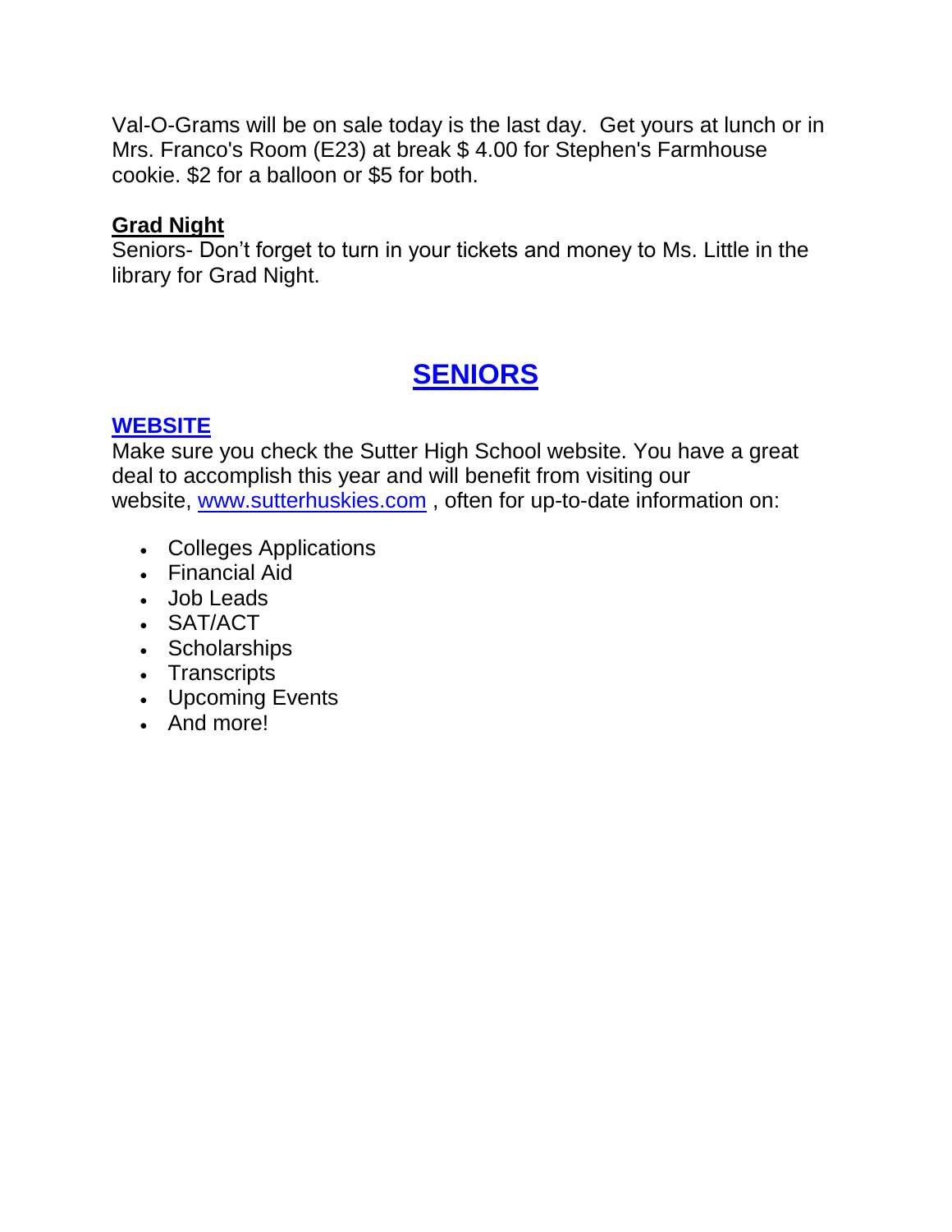Val-O-Grams will be on sale today is the last day. Get yours at lunch or in Mrs. Franco's Room (E23) at break $ 4.00 for Stephen's Farmhouse cookie. $2 for a balloon or $5 for both.

**Grad Night**

Seniors- Don't forget to turn in your tickets and money to Ms. Little in the library for Grad Night.

## SENIORS

**WEBSITE**

Make sure you check the Sutter High School website. You have a great deal to accomplish this year and will benefit from visiting our website, www.sutterhuskies.com , often for up-to-date information on:

- Colleges Applications
- Financial Aid
- Job Leads
- SAT/ACT
- Scholarships
- Transcripts
- Upcoming Events
- And more!